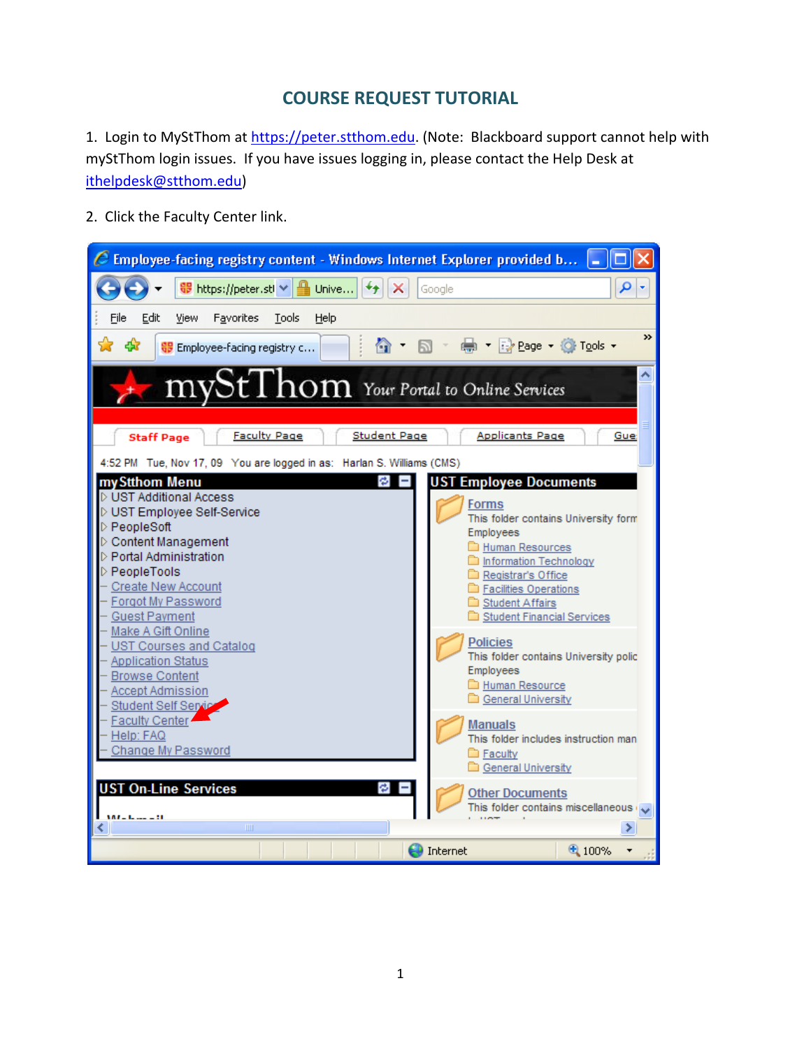# COURSE REQUEST TUTORIAL

1. Login to MyStThom at https://peter.stthom.edu. (Note: Blackboard support cannot help with myStThom login issues. If you have issues logging in, please contact the Help Desk at ithelpdesk@stthom.edu)

2. Click the Faculty Center link.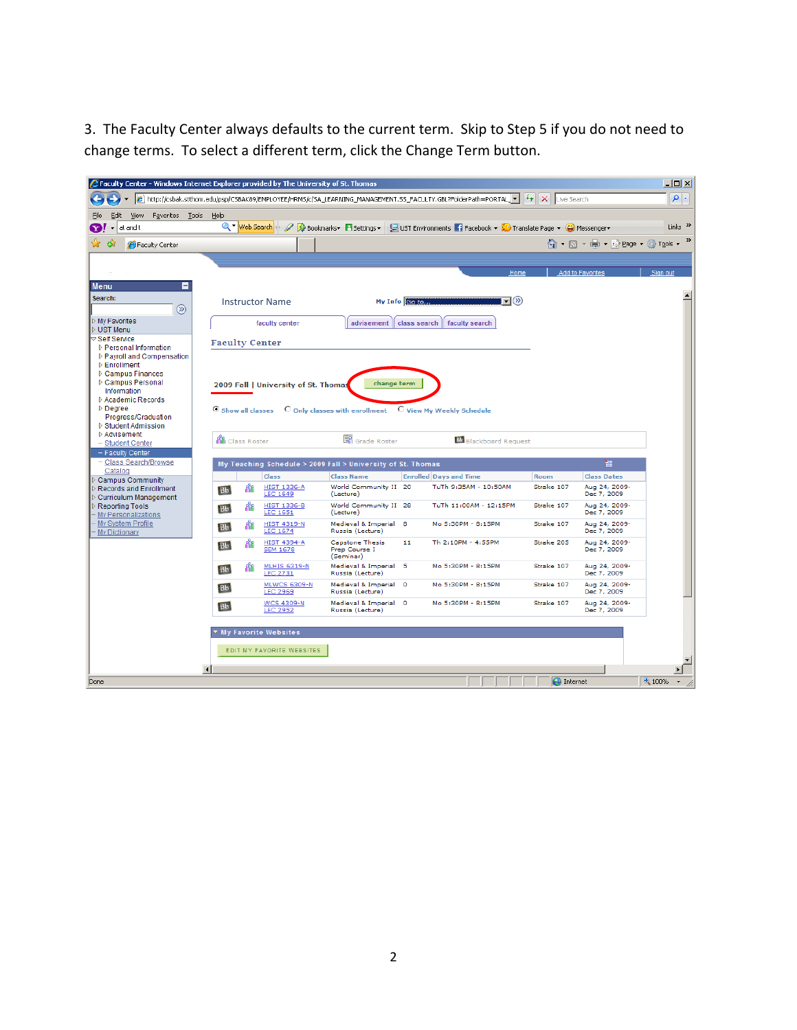3. The Faculty Center always defaults to the current term. Skip to Step 5 if you do not need to change terms. To select a different term, click the Change Term button.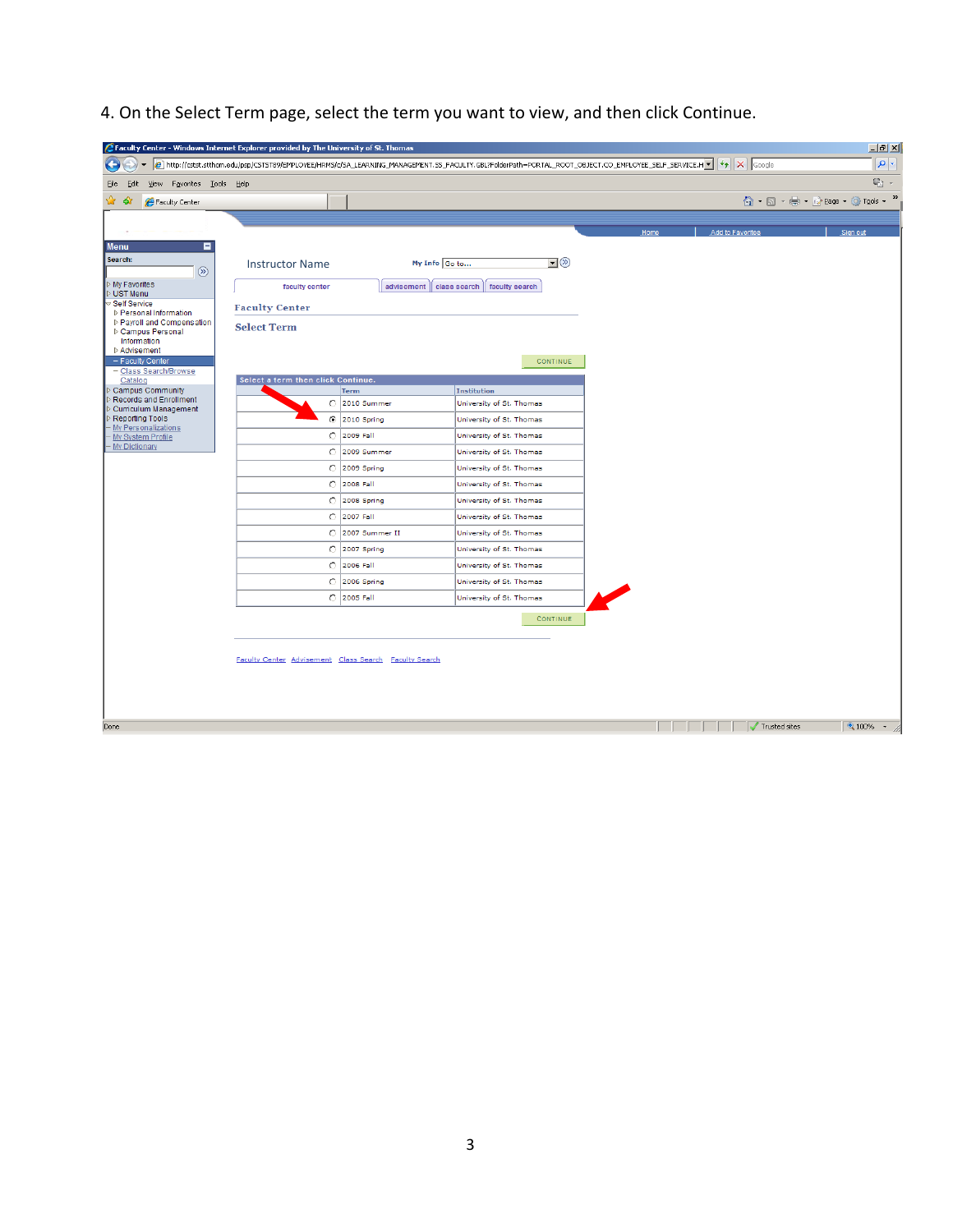4. On the Select Term page, select the term you want to view, and then click Continue.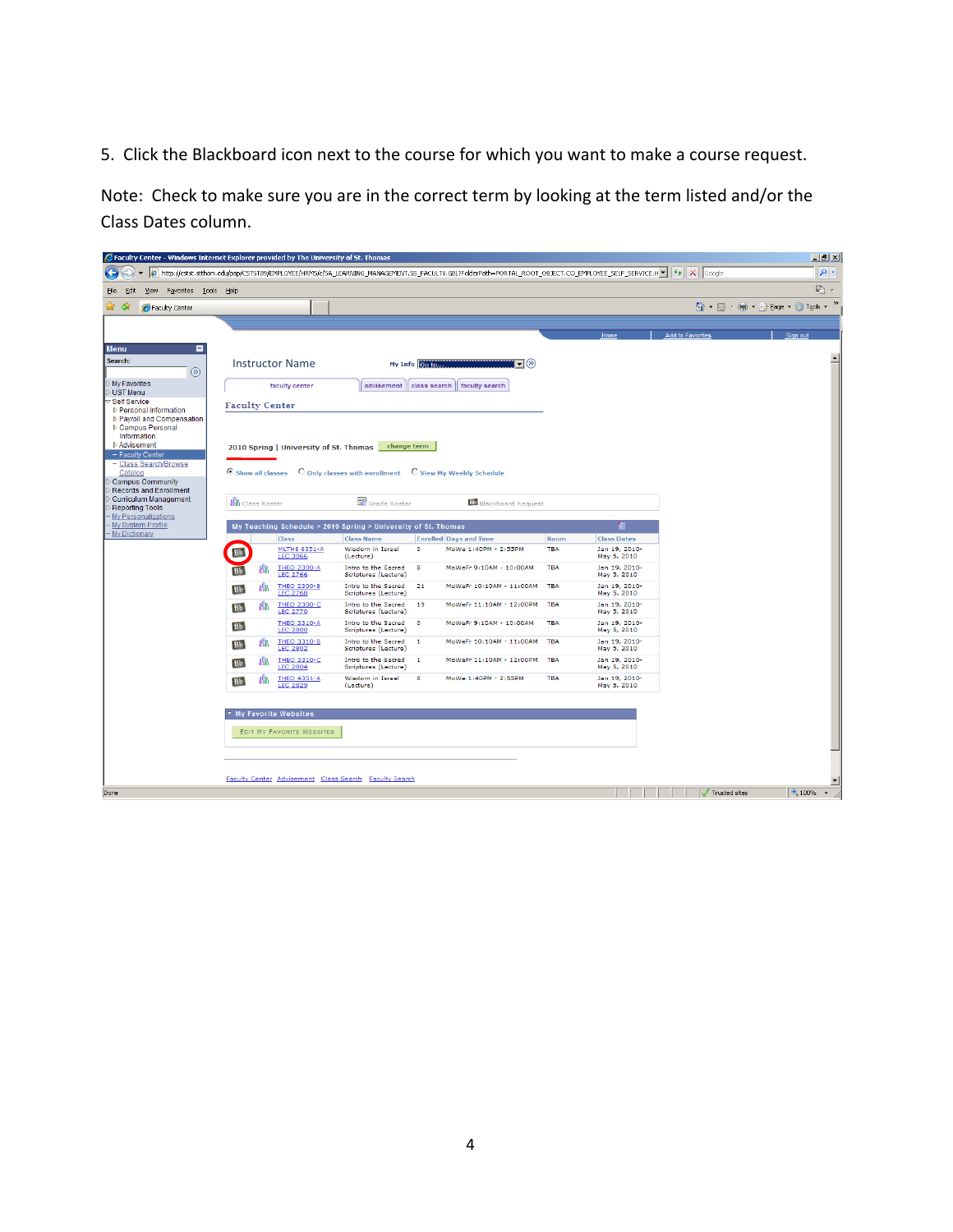5. Click the Blackboard icon next to the course for which you want to make a course request.

Note: Check to make sure you are in the correct term by looking at the term listed and/or the Class Dates column.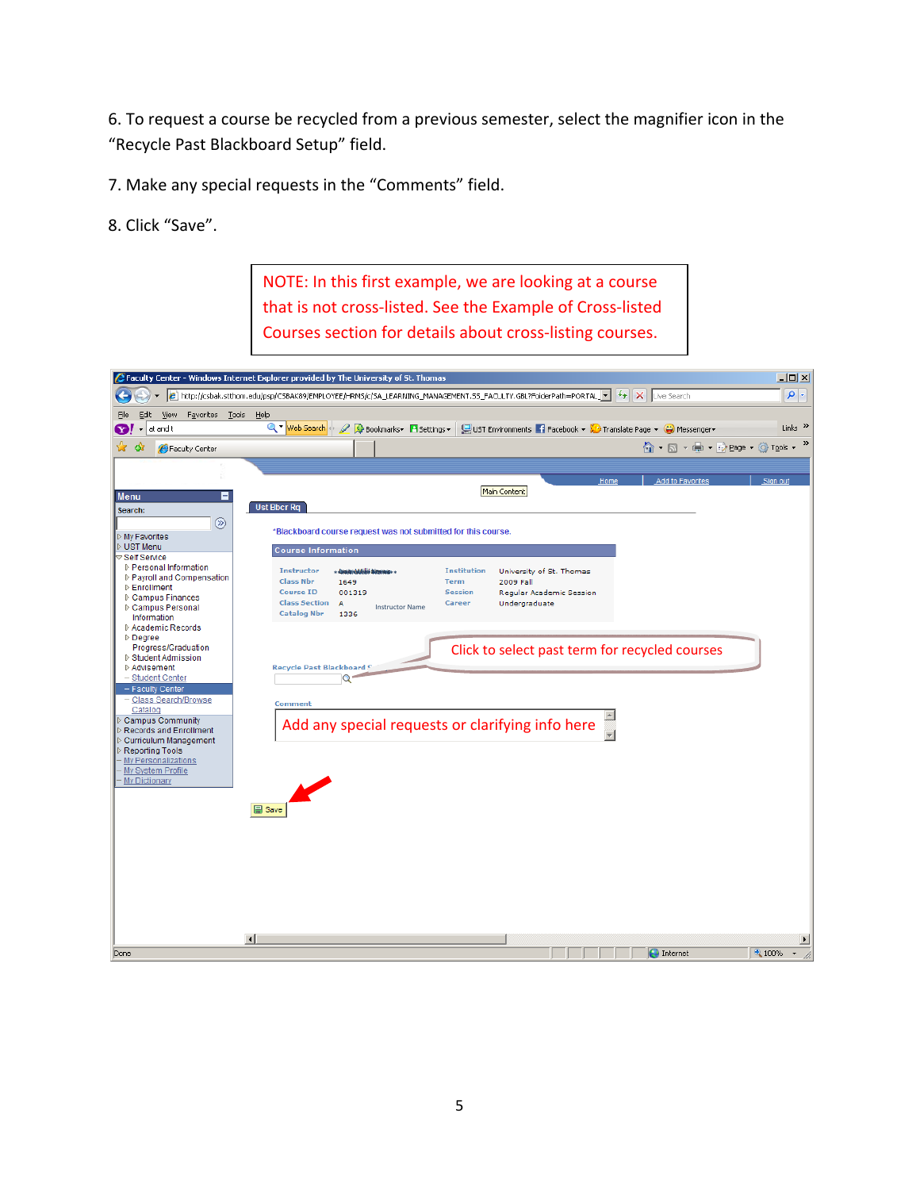6. To request a course be recycled from a previous semester, select the magnifier icon in the "Recycle Past Blackboard Setup" field.

7. Make any special requests in the "Comments" field.

8. Click "Save".

NOTE: In this first example, we are looking at a course that is not cross-listed. See the Example of Cross-listed Courses section for details about cross-listing courses.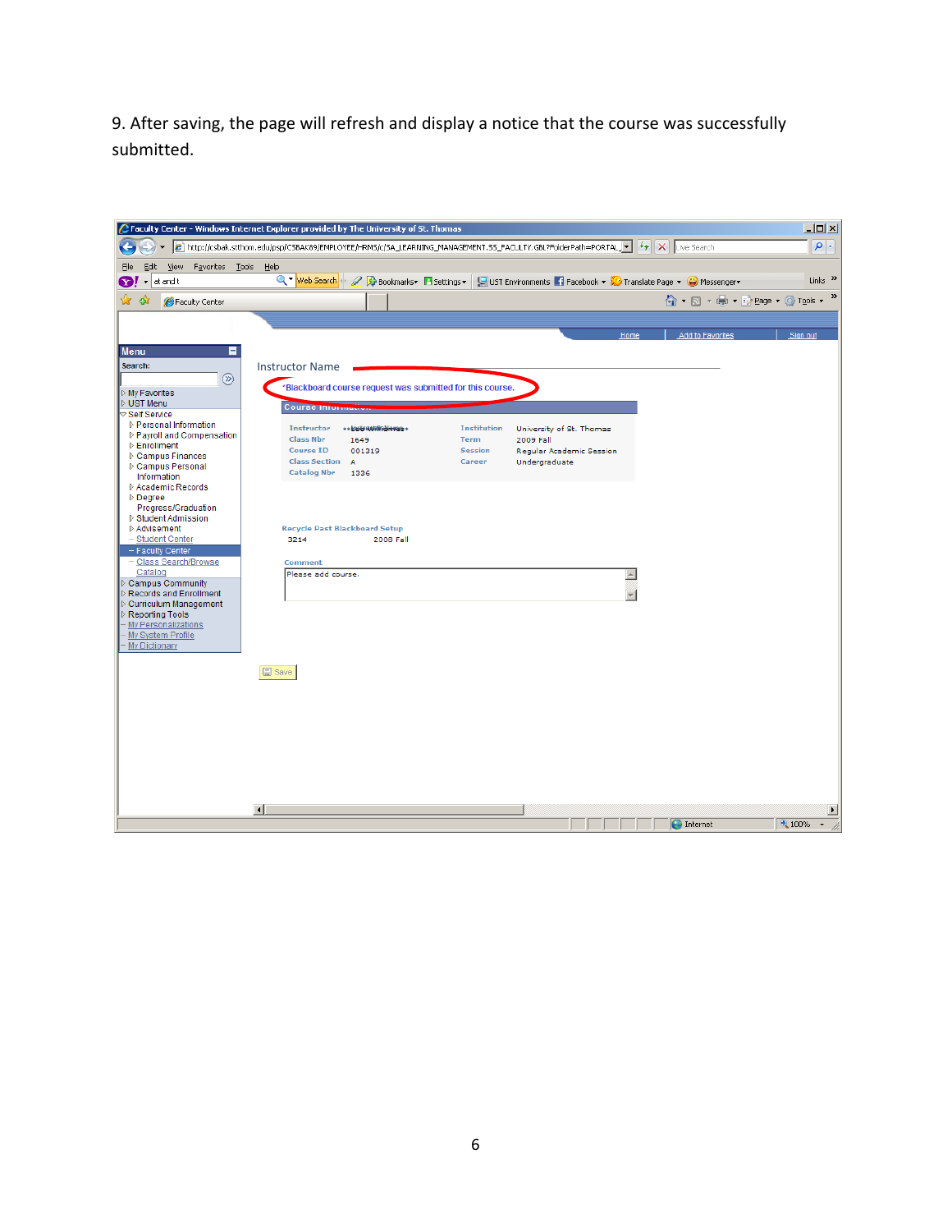9. After saving, the page will refresh and display a notice that the course was successfully submitted.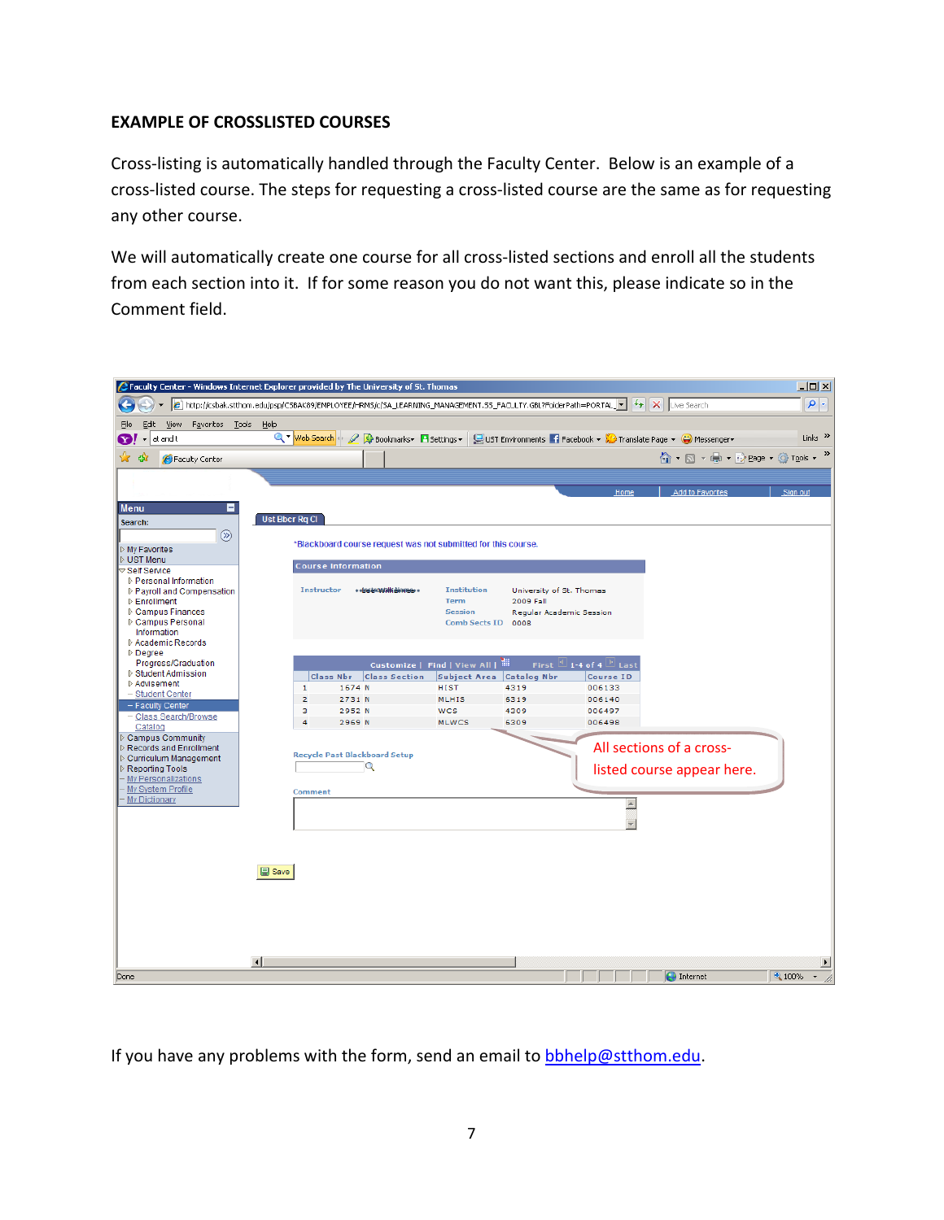**EXAMPLE OF CROSSLISTED COURSES**

Cross-listing is automatically handled through the Faculty Center. Below is an example of a cross-listed course. The steps for requesting a cross-listed course are the same as for requesting any other course.

We will automatically create one course for all cross-listed sections and enroll all the students from each section into it. If for some reason you do not want this, please indicate so in the Comment field.

If you have any problems with the form, send an email to bbhelp@stthom.edu.